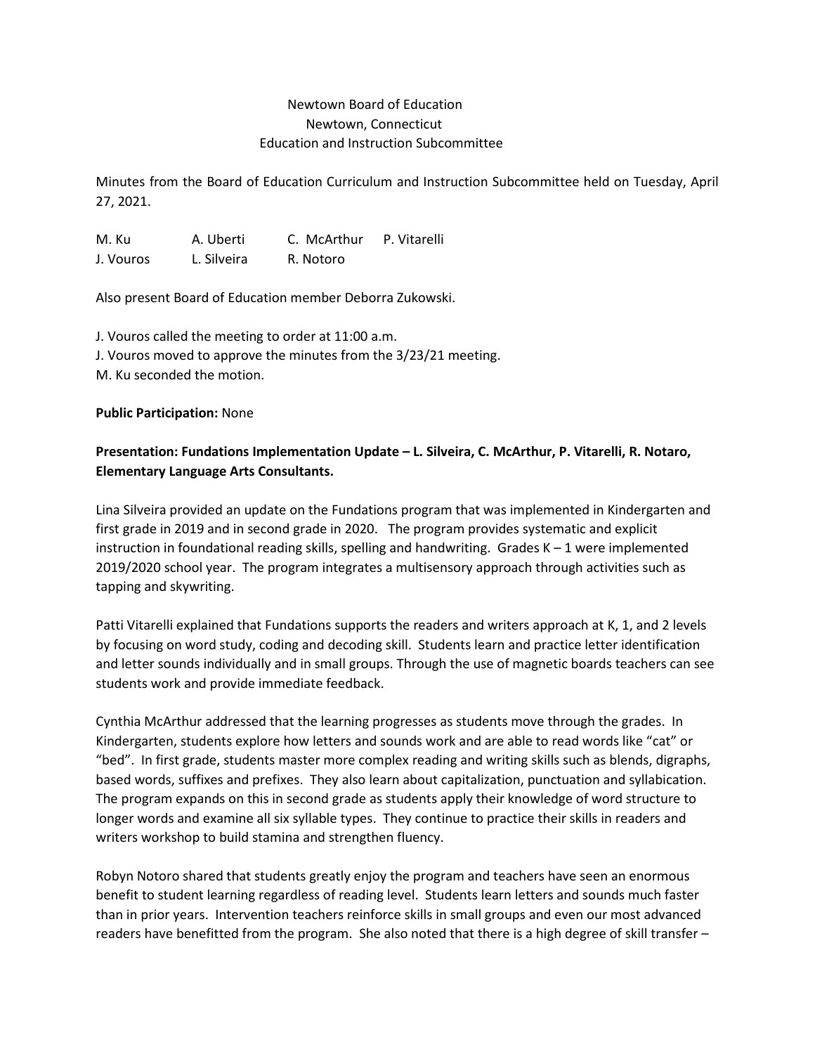Newtown Board of Education
Newtown, Connecticut
Education and Instruction Subcommittee

Minutes from the Board of Education Curriculum and Instruction Subcommittee held on Tuesday, April 27, 2021.

| M. Ku | A. Uberti | C. McArthur | P. Vitarelli |
|---|---|---|---|
| J. Vouros | L. Silveira | R. Notoro | |

Also present Board of Education member Deborra Zukowski.

J. Vouros called the meeting to order at 11:00 a.m.
J. Vouros moved to approve the minutes from the 3/23/21 meeting.
M. Ku seconded the motion.

**Public Participation:** None

**Presentation: Fundations Implementation Update – L. Silveira, C. McArthur, P. Vitarelli, R. Notaro, Elementary Language Arts Consultants.**

Lina Silveira provided an update on the Fundations program that was implemented in Kindergarten and first grade in 2019 and in second grade in 2020. The program provides systematic and explicit instruction in foundational reading skills, spelling and handwriting. Grades K – 1 were implemented 2019/2020 school year. The program integrates a multisensory approach through activities such as tapping and skywriting.

Patti Vitarelli explained that Fundations supports the readers and writers approach at K, 1, and 2 levels by focusing on word study, coding and decoding skill. Students learn and practice letter identification and letter sounds individually and in small groups. Through the use of magnetic boards teachers can see students work and provide immediate feedback.

Cynthia McArthur addressed that the learning progresses as students move through the grades. In Kindergarten, students explore how letters and sounds work and are able to read words like "cat" or "bed". In first grade, students master more complex reading and writing skills such as blends, digraphs, based words, suffixes and prefixes. They also learn about capitalization, punctuation and syllabication. The program expands on this in second grade as students apply their knowledge of word structure to longer words and examine all six syllable types. They continue to practice their skills in readers and writers workshop to build stamina and strengthen fluency.

Robyn Notoro shared that students greatly enjoy the program and teachers have seen an enormous benefit to student learning regardless of reading level. Students learn letters and sounds much faster than in prior years. Intervention teachers reinforce skills in small groups and even our most advanced readers have benefitted from the program. She also noted that there is a high degree of skill transfer –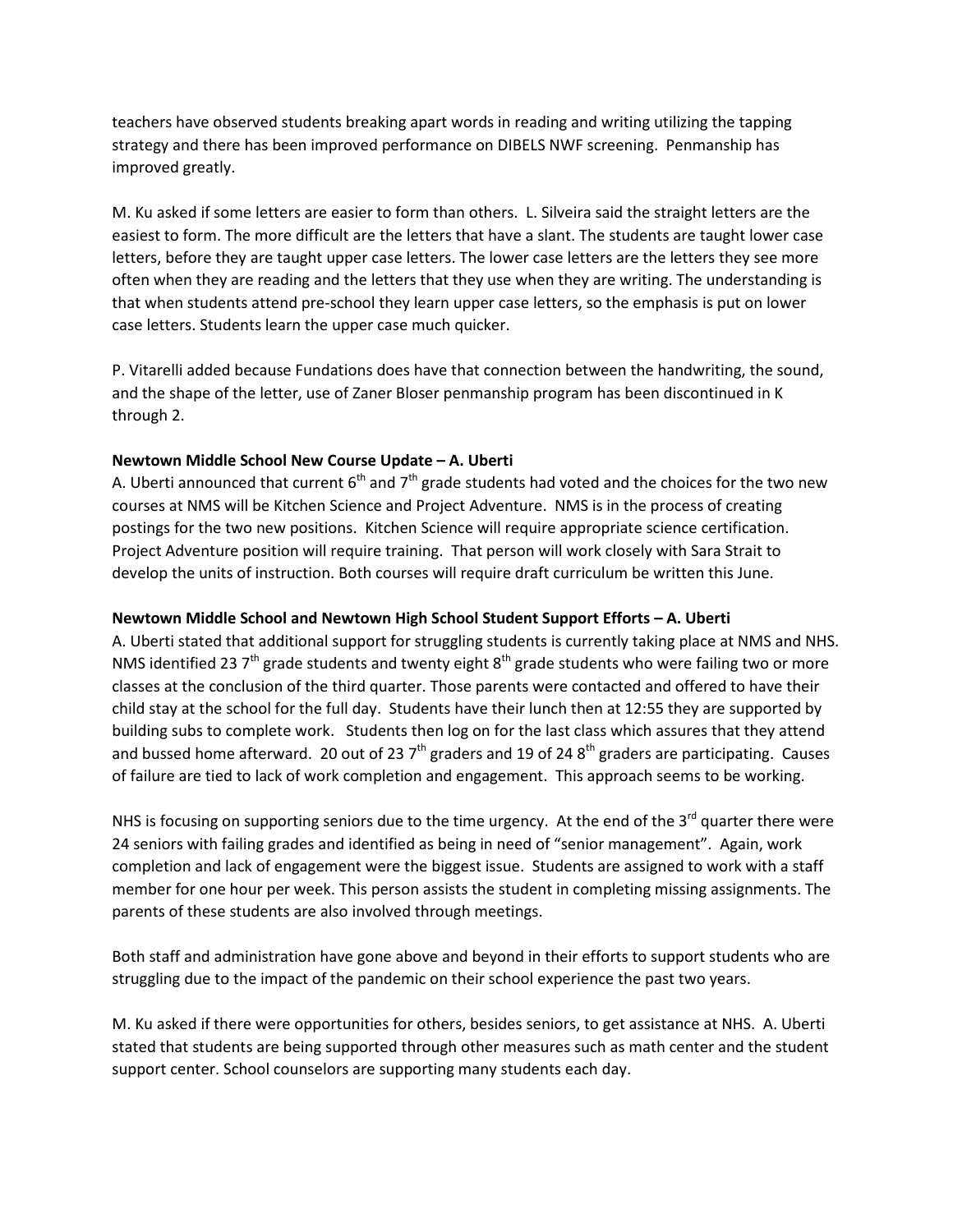teachers have observed students breaking apart words in reading and writing utilizing the tapping strategy and there has been improved performance on DIBELS NWF screening. Penmanship has improved greatly.

M. Ku asked if some letters are easier to form than others. L. Silveira said the straight letters are the easiest to form. The more difficult are the letters that have a slant. The students are taught lower case letters, before they are taught upper case letters. The lower case letters are the letters they see more often when they are reading and the letters that they use when they are writing. The understanding is that when students attend pre-school they learn upper case letters, so the emphasis is put on lower case letters. Students learn the upper case much quicker.

P. Vitarelli added because Fundations does have that connection between the handwriting, the sound, and the shape of the letter, use of Zaner Bloser penmanship program has been discontinued in K through 2.

**Newtown Middle School New Course Update – A. Uberti**

A. Uberti announced that current 6th and 7th grade students had voted and the choices for the two new courses at NMS will be Kitchen Science and Project Adventure. NMS is in the process of creating postings for the two new positions. Kitchen Science will require appropriate science certification. Project Adventure position will require training. That person will work closely with Sara Strait to develop the units of instruction. Both courses will require draft curriculum be written this June.

**Newtown Middle School and Newtown High School Student Support Efforts – A. Uberti**

A. Uberti stated that additional support for struggling students is currently taking place at NMS and NHS. NMS identified 23 7th grade students and twenty eight 8th grade students who were failing two or more classes at the conclusion of the third quarter. Those parents were contacted and offered to have their child stay at the school for the full day. Students have their lunch then at 12:55 they are supported by building subs to complete work. Students then log on for the last class which assures that they attend and bussed home afterward. 20 out of 23 7th graders and 19 of 24 8th graders are participating. Causes of failure are tied to lack of work completion and engagement. This approach seems to be working.

NHS is focusing on supporting seniors due to the time urgency. At the end of the 3rd quarter there were 24 seniors with failing grades and identified as being in need of "senior management". Again, work completion and lack of engagement were the biggest issue. Students are assigned to work with a staff member for one hour per week. This person assists the student in completing missing assignments. The parents of these students are also involved through meetings.

Both staff and administration have gone above and beyond in their efforts to support students who are struggling due to the impact of the pandemic on their school experience the past two years.

M. Ku asked if there were opportunities for others, besides seniors, to get assistance at NHS. A. Uberti stated that students are being supported through other measures such as math center and the student support center. School counselors are supporting many students each day.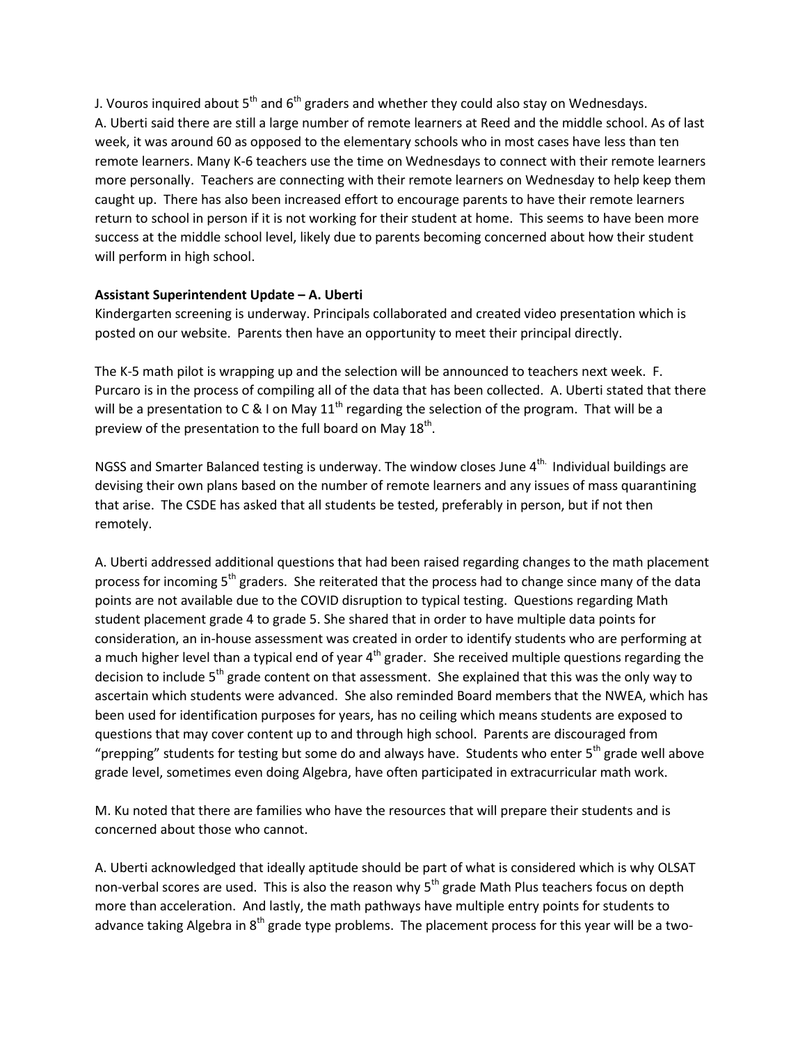J. Vouros inquired about 5th and 6th graders and whether they could also stay on Wednesdays. A. Uberti said there are still a large number of remote learners at Reed and the middle school. As of last week, it was around 60 as opposed to the elementary schools who in most cases have less than ten remote learners. Many K-6 teachers use the time on Wednesdays to connect with their remote learners more personally. Teachers are connecting with their remote learners on Wednesday to help keep them caught up. There has also been increased effort to encourage parents to have their remote learners return to school in person if it is not working for their student at home. This seems to have been more success at the middle school level, likely due to parents becoming concerned about how their student will perform in high school.

**Assistant Superintendent Update – A. Uberti**

Kindergarten screening is underway. Principals collaborated and created video presentation which is posted on our website. Parents then have an opportunity to meet their principal directly.

The K-5 math pilot is wrapping up and the selection will be announced to teachers next week. F. Purcaro is in the process of compiling all of the data that has been collected. A. Uberti stated that there will be a presentation to C & I on May 11th regarding the selection of the program. That will be a preview of the presentation to the full board on May 18th.

NGSS and Smarter Balanced testing is underway. The window closes June 4th. Individual buildings are devising their own plans based on the number of remote learners and any issues of mass quarantining that arise. The CSDE has asked that all students be tested, preferably in person, but if not then remotely.

A. Uberti addressed additional questions that had been raised regarding changes to the math placement process for incoming 5th graders. She reiterated that the process had to change since many of the data points are not available due to the COVID disruption to typical testing. Questions regarding Math student placement grade 4 to grade 5. She shared that in order to have multiple data points for consideration, an in-house assessment was created in order to identify students who are performing at a much higher level than a typical end of year 4th grader. She received multiple questions regarding the decision to include 5th grade content on that assessment. She explained that this was the only way to ascertain which students were advanced. She also reminded Board members that the NWEA, which has been used for identification purposes for years, has no ceiling which means students are exposed to questions that may cover content up to and through high school. Parents are discouraged from "prepping" students for testing but some do and always have. Students who enter 5th grade well above grade level, sometimes even doing Algebra, have often participated in extracurricular math work.

M. Ku noted that there are families who have the resources that will prepare their students and is concerned about those who cannot.

A. Uberti acknowledged that ideally aptitude should be part of what is considered which is why OLSAT non-verbal scores are used. This is also the reason why 5th grade Math Plus teachers focus on depth more than acceleration. And lastly, the math pathways have multiple entry points for students to advance taking Algebra in 8th grade type problems. The placement process for this year will be a two-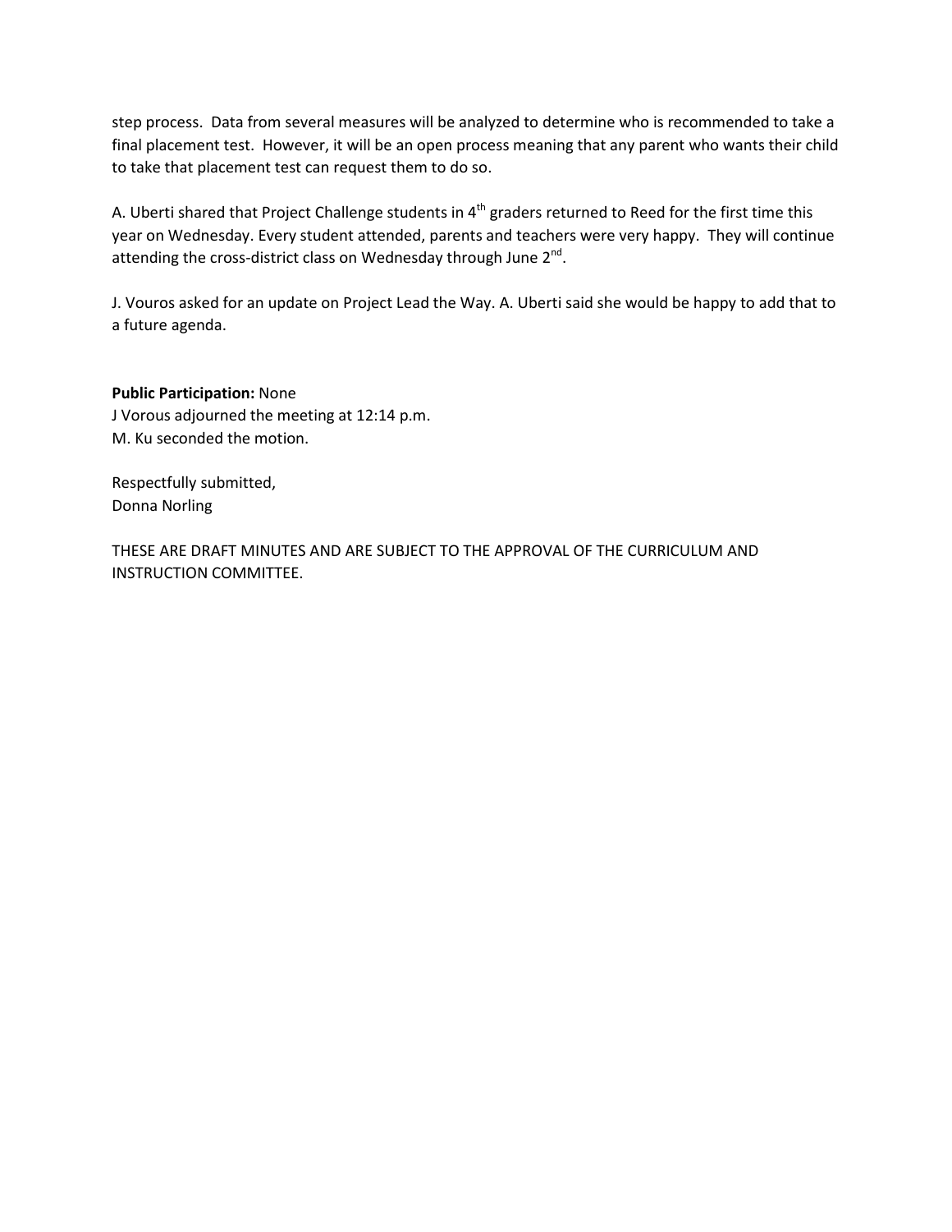step process. Data from several measures will be analyzed to determine who is recommended to take a final placement test. However, it will be an open process meaning that any parent who wants their child to take that placement test can request them to do so.

A. Uberti shared that Project Challenge students in 4th graders returned to Reed for the first time this year on Wednesday. Every student attended, parents and teachers were very happy. They will continue attending the cross-district class on Wednesday through June 2nd.

J. Vouros asked for an update on Project Lead the Way. A. Uberti said she would be happy to add that to a future agenda.

**Public Participation:** None
J Vorous adjourned the meeting at 12:14 p.m.
M. Ku seconded the motion.

Respectfully submitted,
Donna Norling

THESE ARE DRAFT MINUTES AND ARE SUBJECT TO THE APPROVAL OF THE CURRICULUM AND INSTRUCTION COMMITTEE.